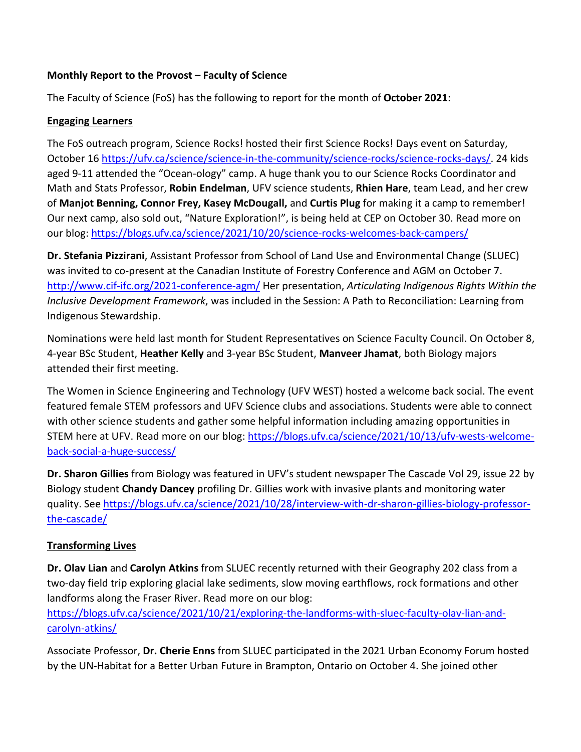**Monthly Report to the Provost – Faculty of Science**

The Faculty of Science (FoS) has the following to report for the month of **October 2021**:

**Engaging Learners**

The FoS outreach program, Science Rocks! hosted their first Science Rocks! Days event on Saturday, October 16 https://ufv.ca/science/science-in-the-community/science-rocks/science-rocks-days/. 24 kids aged 9-11 attended the "Ocean-ology" camp. A huge thank you to our Science Rocks Coordinator and Math and Stats Professor, **Robin Endelman**, UFV science students, **Rhien Hare**, team Lead, and her crew of **Manjot Benning, Connor Frey, Kasey McDougall,** and **Curtis Plug** for making it a camp to remember! Our next camp, also sold out, "Nature Exploration!", is being held at CEP on October 30. Read more on our blog: https://blogs.ufv.ca/science/2021/10/20/science-rocks-welcomes-back-campers/

**Dr. Stefania Pizzirani**, Assistant Professor from School of Land Use and Environmental Change (SLUEC) was invited to co-present at the Canadian Institute of Forestry Conference and AGM on October 7. http://www.cif-ifc.org/2021-conference-agm/ Her presentation, *Articulating Indigenous Rights Within the Inclusive Development Framework*, was included in the Session: A Path to Reconciliation: Learning from Indigenous Stewardship.

Nominations were held last month for Student Representatives on Science Faculty Council. On October 8, 4-year BSc Student, **Heather Kelly** and 3-year BSc Student, **Manveer Jhamat**, both Biology majors attended their first meeting.

The Women in Science Engineering and Technology (UFV WEST) hosted a welcome back social. The event featured female STEM professors and UFV Science clubs and associations. Students were able to connect with other science students and gather some helpful information including amazing opportunities in STEM here at UFV. Read more on our blog: https://blogs.ufv.ca/science/2021/10/13/ufv-wests-welcome-back-social-a-huge-success/

**Dr. Sharon Gillies** from Biology was featured in UFV's student newspaper The Cascade Vol 29, issue 22 by Biology student **Chandy Dancey** profiling Dr. Gillies work with invasive plants and monitoring water quality. See https://blogs.ufv.ca/science/2021/10/28/interview-with-dr-sharon-gillies-biology-professor-the-cascade/

**Transforming Lives**

**Dr. Olav Lian** and **Carolyn Atkins** from SLUEC recently returned with their Geography 202 class from a two-day field trip exploring glacial lake sediments, slow moving earthflows, rock formations and other landforms along the Fraser River. Read more on our blog: https://blogs.ufv.ca/science/2021/10/21/exploring-the-landforms-with-sluec-faculty-olav-lian-and-carolyn-atkins/

Associate Professor, **Dr. Cherie Enns** from SLUEC participated in the 2021 Urban Economy Forum hosted by the UN-Habitat for a Better Urban Future in Brampton, Ontario on October 4. She joined other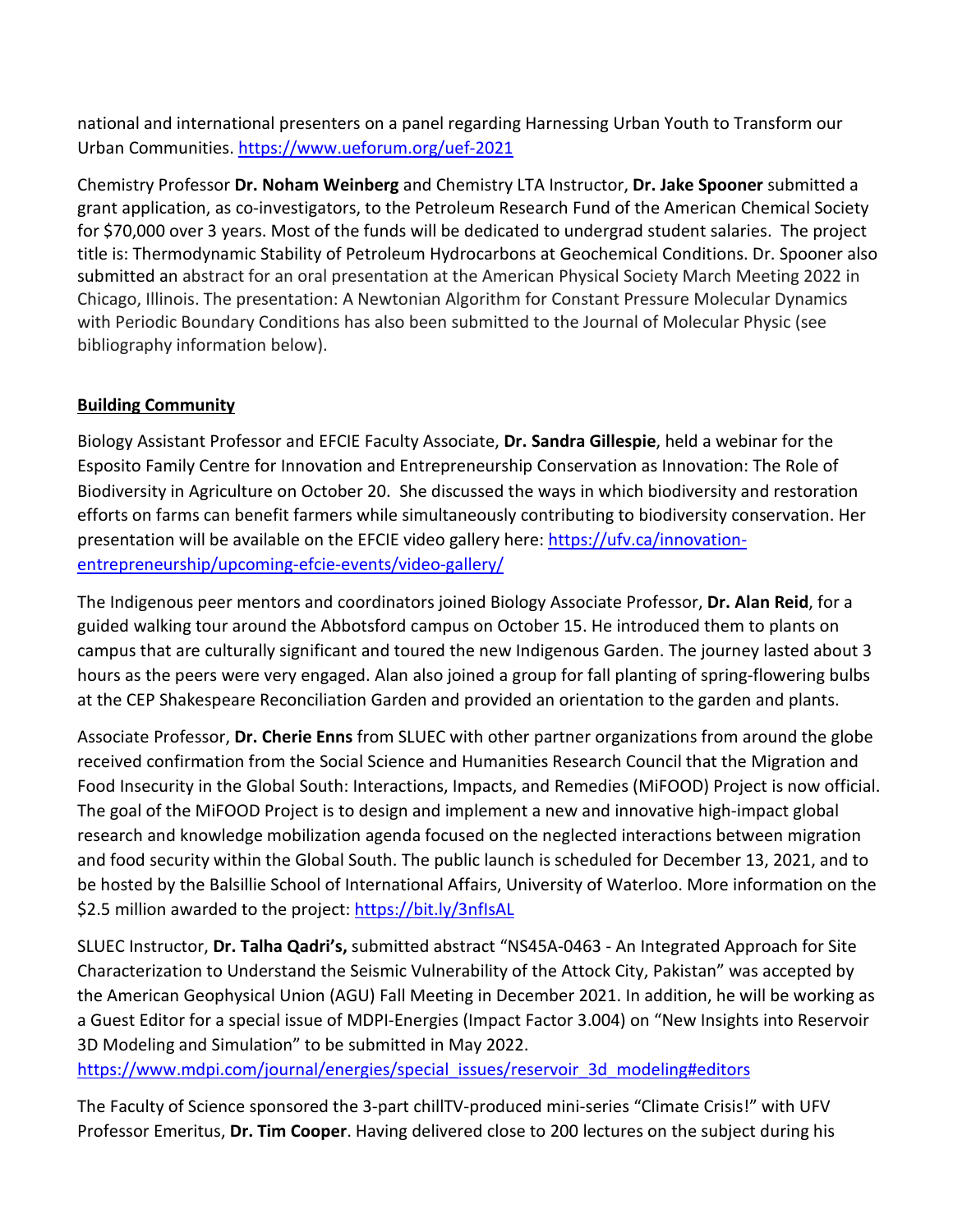national and international presenters on a panel regarding Harnessing Urban Youth to Transform our Urban Communities. https://www.ueforum.org/uef-2021

Chemistry Professor **Dr. Noham Weinberg** and Chemistry LTA Instructor, **Dr. Jake Spooner** submitted a grant application, as co-investigators, to the Petroleum Research Fund of the American Chemical Society for $70,000 over 3 years. Most of the funds will be dedicated to undergrad student salaries. The project title is: Thermodynamic Stability of Petroleum Hydrocarbons at Geochemical Conditions. Dr. Spooner also submitted an abstract for an oral presentation at the American Physical Society March Meeting 2022 in Chicago, Illinois. The presentation: A Newtonian Algorithm for Constant Pressure Molecular Dynamics with Periodic Boundary Conditions has also been submitted to the Journal of Molecular Physic (see bibliography information below).

## Building Community

Biology Assistant Professor and EFCIE Faculty Associate, **Dr. Sandra Gillespie**, held a webinar for the Esposito Family Centre for Innovation and Entrepreneurship Conservation as Innovation: The Role of Biodiversity in Agriculture on October 20. She discussed the ways in which biodiversity and restoration efforts on farms can benefit farmers while simultaneously contributing to biodiversity conservation. Her presentation will be available on the EFCIE video gallery here: https://ufv.ca/innovation-entrepreneurship/upcoming-efcie-events/video-gallery/

The Indigenous peer mentors and coordinators joined Biology Associate Professor, **Dr. Alan Reid**, for a guided walking tour around the Abbotsford campus on October 15. He introduced them to plants on campus that are culturally significant and toured the new Indigenous Garden. The journey lasted about 3 hours as the peers were very engaged. Alan also joined a group for fall planting of spring-flowering bulbs at the CEP Shakespeare Reconciliation Garden and provided an orientation to the garden and plants.

Associate Professor, **Dr. Cherie Enns** from SLUEC with other partner organizations from around the globe received confirmation from the Social Science and Humanities Research Council that the Migration and Food Insecurity in the Global South: Interactions, Impacts, and Remedies (MiFOOD) Project is now official. The goal of the MiFOOD Project is to design and implement a new and innovative high-impact global research and knowledge mobilization agenda focused on the neglected interactions between migration and food security within the Global South. The public launch is scheduled for December 13, 2021, and to be hosted by the Balsillie School of International Affairs, University of Waterloo. More information on the $2.5 million awarded to the project: https://bit.ly/3nfIsAL

SLUEC Instructor, **Dr. Talha Qadri's,** submitted abstract "NS45A-0463 - An Integrated Approach for Site Characterization to Understand the Seismic Vulnerability of the Attock City, Pakistan" was accepted by the American Geophysical Union (AGU) Fall Meeting in December 2021. In addition, he will be working as a Guest Editor for a special issue of MDPI-Energies (Impact Factor 3.004) on "New Insights into Reservoir 3D Modeling and Simulation" to be submitted in May 2022. https://www.mdpi.com/journal/energies/special_issues/reservoir_3d_modeling#editors

The Faculty of Science sponsored the 3-part chillTV-produced mini-series "Climate Crisis!" with UFV Professor Emeritus, **Dr. Tim Cooper**. Having delivered close to 200 lectures on the subject during his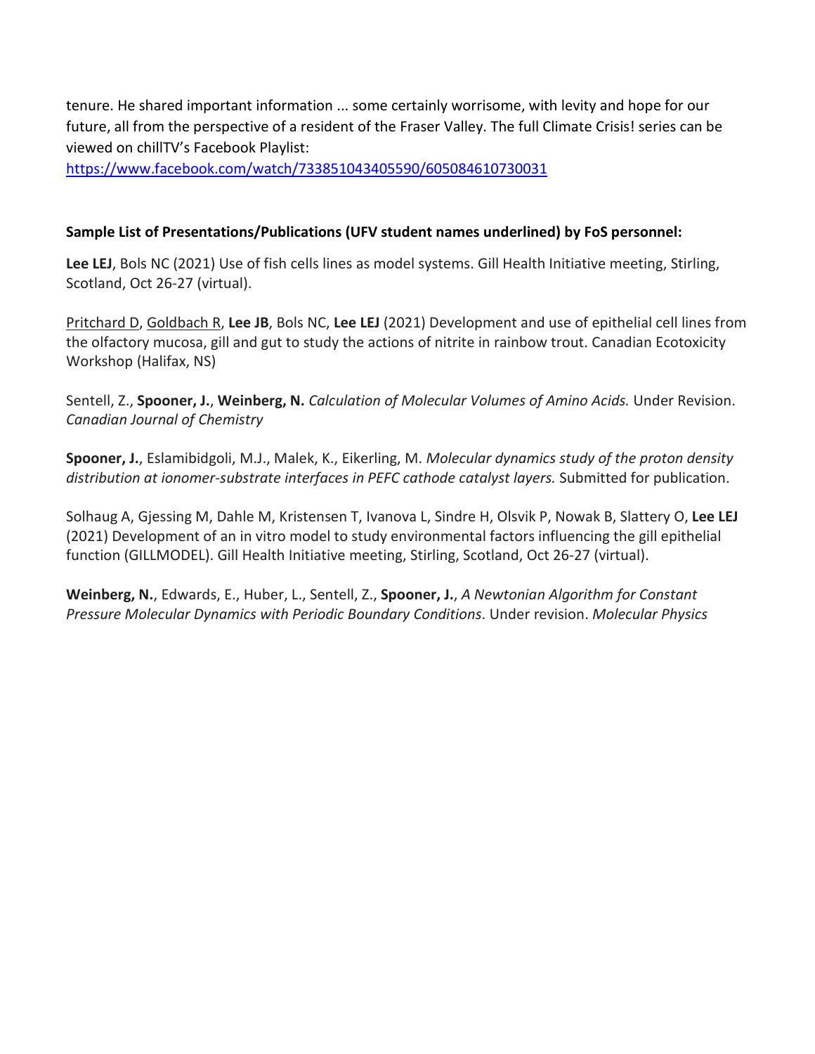tenure. He shared important information ... some certainly worrisome, with levity and hope for our future, all from the perspective of a resident of the Fraser Valley. The full Climate Crisis! series can be viewed on chillTV's Facebook Playlist: [https://www.facebook.com/watch/733851043405590/605084610730031](https://www.facebook.com/watch/733851043405590/605084610730031)

**Sample List of Presentations/Publications (UFV student names underlined) by FoS personnel:**

**Lee LEJ**, Bols NC (2021) Use of fish cells lines as model systems. Gill Health Initiative meeting, Stirling, Scotland, Oct 26-27 (virtual).

<u>Pritchard D</u>, <u>Goldbach R</u>, **Lee JB**, Bols NC, **Lee LEJ** (2021) Development and use of epithelial cell lines from the olfactory mucosa, gill and gut to study the actions of nitrite in rainbow trout. Canadian Ecotoxicity Workshop (Halifax, NS)

Sentell, Z., **Spooner, J.**, **Weinberg, N.** *Calculation of Molecular Volumes of Amino Acids.* Under Revision. *Canadian Journal of Chemistry*

**Spooner, J.**, Eslamibidgoli, M.J., Malek, K., Eikerling, M. *Molecular dynamics study of the proton density distribution at ionomer-substrate interfaces in PEFC cathode catalyst layers.* Submitted for publication.

Solhaug A, Gjessing M, Dahle M, Kristensen T, Ivanova L, Sindre H, Olsvik P, Nowak B, Slattery O, **Lee LEJ** (2021) Development of an in vitro model to study environmental factors influencing the gill epithelial function (GILLMODEL). Gill Health Initiative meeting, Stirling, Scotland, Oct 26-27 (virtual).

**Weinberg, N.**, Edwards, E., Huber, L., Sentell, Z., **Spooner, J.**, *A Newtonian Algorithm for Constant Pressure Molecular Dynamics with Periodic Boundary Conditions*. Under revision. *Molecular Physics*